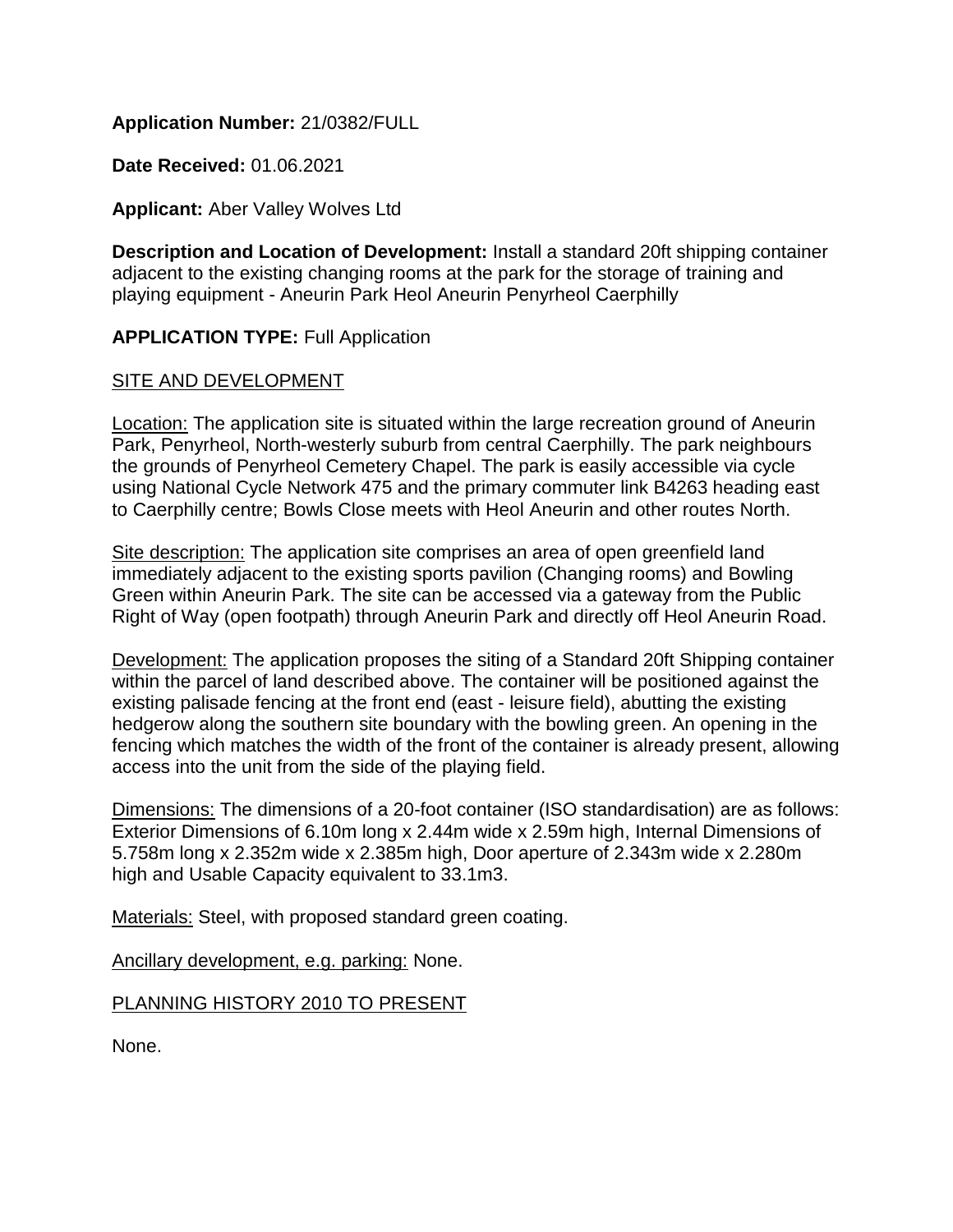**Application Number:** 21/0382/FULL

**Date Received:** 01.06.2021

**Applicant:** Aber Valley Wolves Ltd

**Description and Location of Development:** Install a standard 20ft shipping container adjacent to the existing changing rooms at the park for the storage of training and playing equipment - Aneurin Park Heol Aneurin Penyrheol Caerphilly

**APPLICATION TYPE:** Full Application

SITE AND DEVELOPMENT

Location: The application site is situated within the large recreation ground of Aneurin Park, Penyrheol, North-westerly suburb from central Caerphilly. The park neighbours the grounds of Penyrheol Cemetery Chapel. The park is easily accessible via cycle using National Cycle Network 475 and the primary commuter link B4263 heading east to Caerphilly centre; Bowls Close meets with Heol Aneurin and other routes North.

Site description: The application site comprises an area of open greenfield land immediately adjacent to the existing sports pavilion (Changing rooms) and Bowling Green within Aneurin Park. The site can be accessed via a gateway from the Public Right of Way (open footpath) through Aneurin Park and directly off Heol Aneurin Road.

Development: The application proposes the siting of a Standard 20ft Shipping container within the parcel of land described above. The container will be positioned against the existing palisade fencing at the front end (east - leisure field), abutting the existing hedgerow along the southern site boundary with the bowling green. An opening in the fencing which matches the width of the front of the container is already present, allowing access into the unit from the side of the playing field.

Dimensions: The dimensions of a 20-foot container (ISO standardisation) are as follows: Exterior Dimensions of 6.10m long x 2.44m wide x 2.59m high, Internal Dimensions of 5.758m long x 2.352m wide x 2.385m high, Door aperture of 2.343m wide x 2.280m high and Usable Capacity equivalent to 33.1m3.

Materials: Steel, with proposed standard green coating.

Ancillary development, e.g. parking: None.

PLANNING HISTORY 2010 TO PRESENT

None.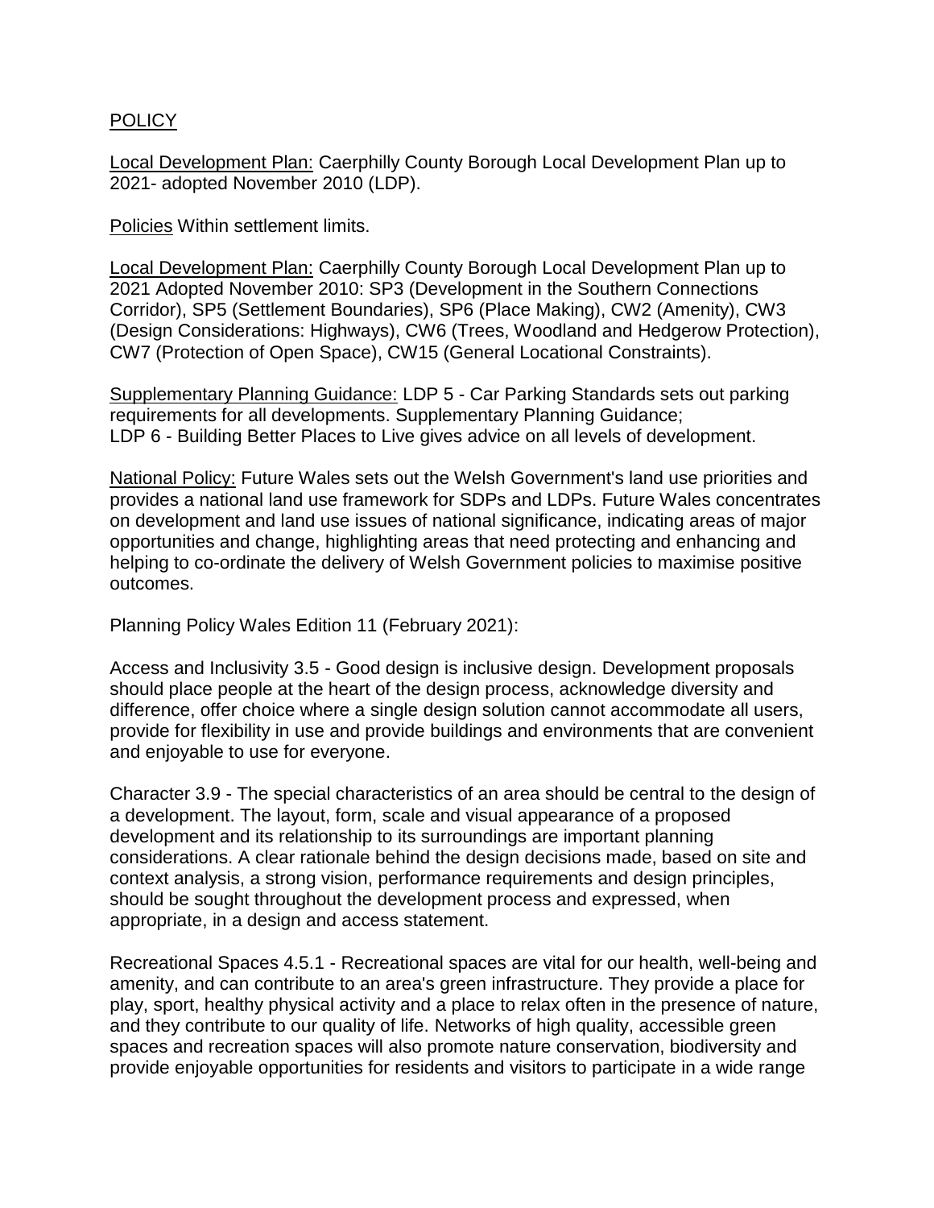POLICY

Local Development Plan: Caerphilly County Borough Local Development Plan up to 2021- adopted November 2010 (LDP).

Policies Within settlement limits.

Local Development Plan: Caerphilly County Borough Local Development Plan up to 2021 Adopted November 2010: SP3 (Development in the Southern Connections Corridor), SP5 (Settlement Boundaries), SP6 (Place Making), CW2 (Amenity), CW3 (Design Considerations: Highways), CW6 (Trees, Woodland and Hedgerow Protection), CW7 (Protection of Open Space), CW15 (General Locational Constraints).

Supplementary Planning Guidance: LDP 5 - Car Parking Standards sets out parking requirements for all developments. Supplementary Planning Guidance; LDP 6 - Building Better Places to Live gives advice on all levels of development.

National Policy: Future Wales sets out the Welsh Government's land use priorities and provides a national land use framework for SDPs and LDPs. Future Wales concentrates on development and land use issues of national significance, indicating areas of major opportunities and change, highlighting areas that need protecting and enhancing and helping to co-ordinate the delivery of Welsh Government policies to maximise positive outcomes.

Planning Policy Wales Edition 11 (February 2021):

Access and Inclusivity 3.5 - Good design is inclusive design. Development proposals should place people at the heart of the design process, acknowledge diversity and difference, offer choice where a single design solution cannot accommodate all users, provide for flexibility in use and provide buildings and environments that are convenient and enjoyable to use for everyone.

Character 3.9 - The special characteristics of an area should be central to the design of a development. The layout, form, scale and visual appearance of a proposed development and its relationship to its surroundings are important planning considerations. A clear rationale behind the design decisions made, based on site and context analysis, a strong vision, performance requirements and design principles, should be sought throughout the development process and expressed, when appropriate, in a design and access statement.

Recreational Spaces 4.5.1 - Recreational spaces are vital for our health, well-being and amenity, and can contribute to an area's green infrastructure. They provide a place for play, sport, healthy physical activity and a place to relax often in the presence of nature, and they contribute to our quality of life. Networks of high quality, accessible green spaces and recreation spaces will also promote nature conservation, biodiversity and provide enjoyable opportunities for residents and visitors to participate in a wide range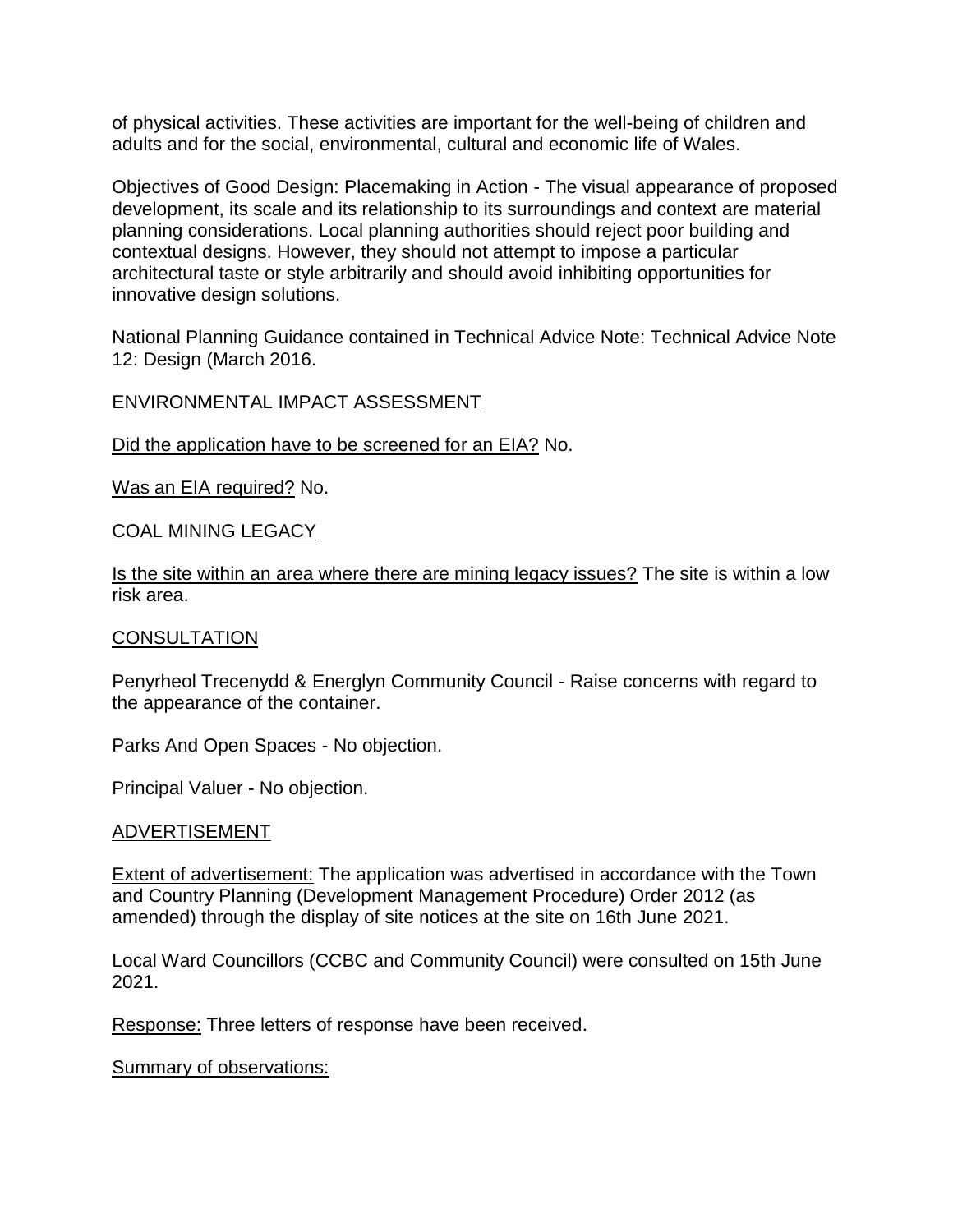of physical activities. These activities are important for the well-being of children and adults and for the social, environmental, cultural and economic life of Wales.

Objectives of Good Design: Placemaking in Action - The visual appearance of proposed development, its scale and its relationship to its surroundings and context are material planning considerations. Local planning authorities should reject poor building and contextual designs. However, they should not attempt to impose a particular architectural taste or style arbitrarily and should avoid inhibiting opportunities for innovative design solutions.

National Planning Guidance contained in Technical Advice Note: Technical Advice Note 12: Design (March 2016.

ENVIRONMENTAL IMPACT ASSESSMENT

Did the application have to be screened for an EIA? No.

Was an EIA required? No.

COAL MINING LEGACY

Is the site within an area where there are mining legacy issues? The site is within a low risk area.

CONSULTATION

Penyrheol Trecenydd & Energlyn Community Council - Raise concerns with regard to the appearance of the container.

Parks And Open Spaces - No objection.

Principal Valuer - No objection.

ADVERTISEMENT

Extent of advertisement: The application was advertised in accordance with the Town and Country Planning (Development Management Procedure) Order 2012 (as amended) through the display of site notices at the site on 16th June 2021.

Local Ward Councillors (CCBC and Community Council) were consulted on 15th June 2021.

Response: Three letters of response have been received.

Summary of observations: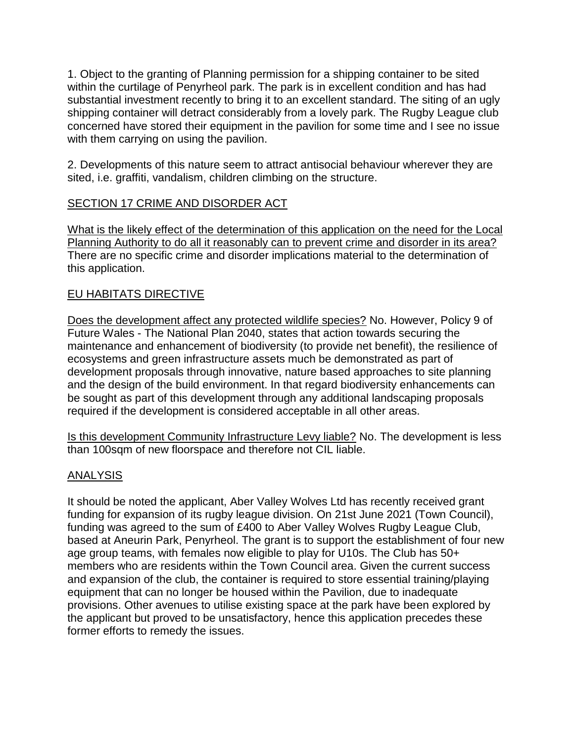1. Object to the granting of Planning permission for a shipping container to be sited within the curtilage of Penyrheol park. The park is in excellent condition and has had substantial investment recently to bring it to an excellent standard. The siting of an ugly shipping container will detract considerably from a lovely park. The Rugby League club concerned have stored their equipment in the pavilion for some time and I see no issue with them carrying on using the pavilion.

2. Developments of this nature seem to attract antisocial behaviour wherever they are sited, i.e. graffiti, vandalism, children climbing on the structure.

## SECTION 17 CRIME AND DISORDER ACT

What is the likely effect of the determination of this application on the need for the Local Planning Authority to do all it reasonably can to prevent crime and disorder in its area? There are no specific crime and disorder implications material to the determination of this application.

## EU HABITATS DIRECTIVE

Does the development affect any protected wildlife species? No. However, Policy 9 of Future Wales - The National Plan 2040, states that action towards securing the maintenance and enhancement of biodiversity (to provide net benefit), the resilience of ecosystems and green infrastructure assets much be demonstrated as part of development proposals through innovative, nature based approaches to site planning and the design of the build environment. In that regard biodiversity enhancements can be sought as part of this development through any additional landscaping proposals required if the development is considered acceptable in all other areas.

Is this development Community Infrastructure Levy liable? No. The development is less than 100sqm of new floorspace and therefore not CIL liable.

## ANALYSIS

It should be noted the applicant, Aber Valley Wolves Ltd has recently received grant funding for expansion of its rugby league division. On 21st June 2021 (Town Council), funding was agreed to the sum of £400 to Aber Valley Wolves Rugby League Club, based at Aneurin Park, Penyrheol. The grant is to support the establishment of four new age group teams, with females now eligible to play for U10s. The Club has 50+ members who are residents within the Town Council area. Given the current success and expansion of the club, the container is required to store essential training/playing equipment that can no longer be housed within the Pavilion, due to inadequate provisions. Other avenues to utilise existing space at the park have been explored by the applicant but proved to be unsatisfactory, hence this application precedes these former efforts to remedy the issues.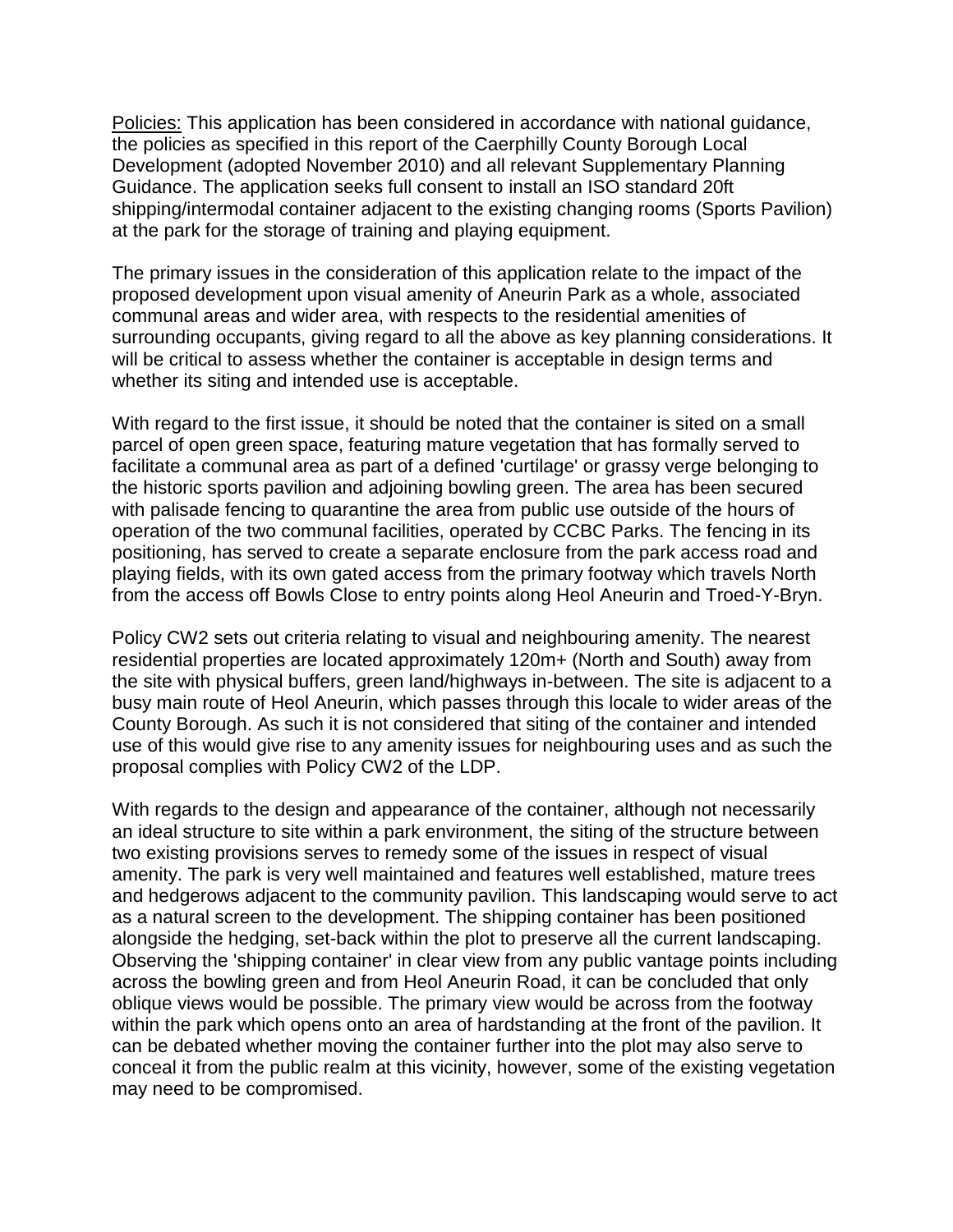<u>Policies:</u> This application has been considered in accordance with national guidance, the policies as specified in this report of the Caerphilly County Borough Local Development (adopted November 2010) and all relevant Supplementary Planning Guidance. The application seeks full consent to install an ISO standard 20ft shipping/intermodal container adjacent to the existing changing rooms (Sports Pavilion) at the park for the storage of training and playing equipment.

The primary issues in the consideration of this application relate to the impact of the proposed development upon visual amenity of Aneurin Park as a whole, associated communal areas and wider area, with respects to the residential amenities of surrounding occupants, giving regard to all the above as key planning considerations. It will be critical to assess whether the container is acceptable in design terms and whether its siting and intended use is acceptable.

With regard to the first issue, it should be noted that the container is sited on a small parcel of open green space, featuring mature vegetation that has formally served to facilitate a communal area as part of a defined 'curtilage' or grassy verge belonging to the historic sports pavilion and adjoining bowling green. The area has been secured with palisade fencing to quarantine the area from public use outside of the hours of operation of the two communal facilities, operated by CCBC Parks. The fencing in its positioning, has served to create a separate enclosure from the park access road and playing fields, with its own gated access from the primary footway which travels North from the access off Bowls Close to entry points along Heol Aneurin and Troed-Y-Bryn.

Policy CW2 sets out criteria relating to visual and neighbouring amenity. The nearest residential properties are located approximately 120m+ (North and South) away from the site with physical buffers, green land/highways in-between. The site is adjacent to a busy main route of Heol Aneurin, which passes through this locale to wider areas of the County Borough. As such it is not considered that siting of the container and intended use of this would give rise to any amenity issues for neighbouring uses and as such the proposal complies with Policy CW2 of the LDP.

With regards to the design and appearance of the container, although not necessarily an ideal structure to site within a park environment, the siting of the structure between two existing provisions serves to remedy some of the issues in respect of visual amenity. The park is very well maintained and features well established, mature trees and hedgerows adjacent to the community pavilion. This landscaping would serve to act as a natural screen to the development. The shipping container has been positioned alongside the hedging, set-back within the plot to preserve all the current landscaping. Observing the 'shipping container' in clear view from any public vantage points including across the bowling green and from Heol Aneurin Road, it can be concluded that only oblique views would be possible. The primary view would be across from the footway within the park which opens onto an area of hardstanding at the front of the pavilion. It can be debated whether moving the container further into the plot may also serve to conceal it from the public realm at this vicinity, however, some of the existing vegetation may need to be compromised.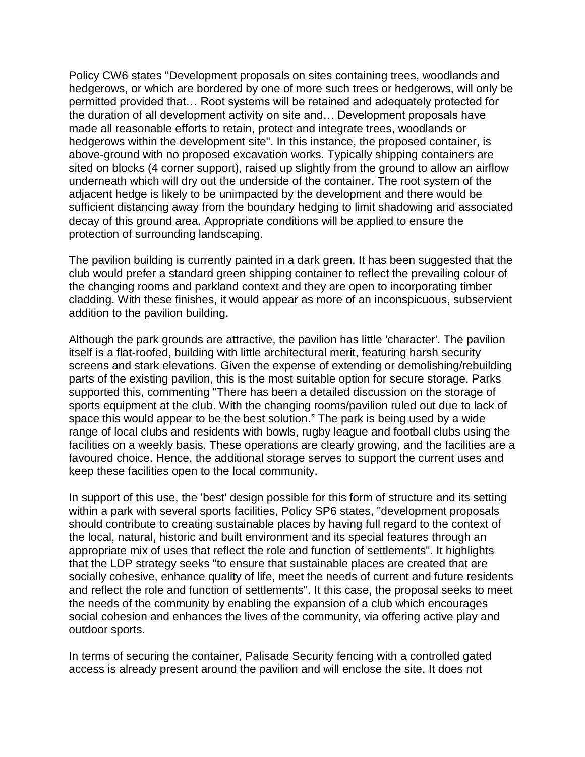Policy CW6 states "Development proposals on sites containing trees, woodlands and hedgerows, or which are bordered by one of more such trees or hedgerows, will only be permitted provided that… Root systems will be retained and adequately protected for the duration of all development activity on site and… Development proposals have made all reasonable efforts to retain, protect and integrate trees, woodlands or hedgerows within the development site". In this instance, the proposed container, is above-ground with no proposed excavation works. Typically shipping containers are sited on blocks (4 corner support), raised up slightly from the ground to allow an airflow underneath which will dry out the underside of the container. The root system of the adjacent hedge is likely to be unimpacted by the development and there would be sufficient distancing away from the boundary hedging to limit shadowing and associated decay of this ground area. Appropriate conditions will be applied to ensure the protection of surrounding landscaping.

The pavilion building is currently painted in a dark green. It has been suggested that the club would prefer a standard green shipping container to reflect the prevailing colour of the changing rooms and parkland context and they are open to incorporating timber cladding. With these finishes, it would appear as more of an inconspicuous, subservient addition to the pavilion building.

Although the park grounds are attractive, the pavilion has little 'character'. The pavilion itself is a flat-roofed, building with little architectural merit, featuring harsh security screens and stark elevations. Given the expense of extending or demolishing/rebuilding parts of the existing pavilion, this is the most suitable option for secure storage. Parks supported this, commenting "There has been a detailed discussion on the storage of sports equipment at the club. With the changing rooms/pavilion ruled out due to lack of space this would appear to be the best solution." The park is being used by a wide range of local clubs and residents with bowls, rugby league and football clubs using the facilities on a weekly basis. These operations are clearly growing, and the facilities are a favoured choice. Hence, the additional storage serves to support the current uses and keep these facilities open to the local community.

In support of this use, the 'best' design possible for this form of structure and its setting within a park with several sports facilities, Policy SP6 states, "development proposals should contribute to creating sustainable places by having full regard to the context of the local, natural, historic and built environment and its special features through an appropriate mix of uses that reflect the role and function of settlements". It highlights that the LDP strategy seeks "to ensure that sustainable places are created that are socially cohesive, enhance quality of life, meet the needs of current and future residents and reflect the role and function of settlements". It this case, the proposal seeks to meet the needs of the community by enabling the expansion of a club which encourages social cohesion and enhances the lives of the community, via offering active play and outdoor sports.

In terms of securing the container, Palisade Security fencing with a controlled gated access is already present around the pavilion and will enclose the site. It does not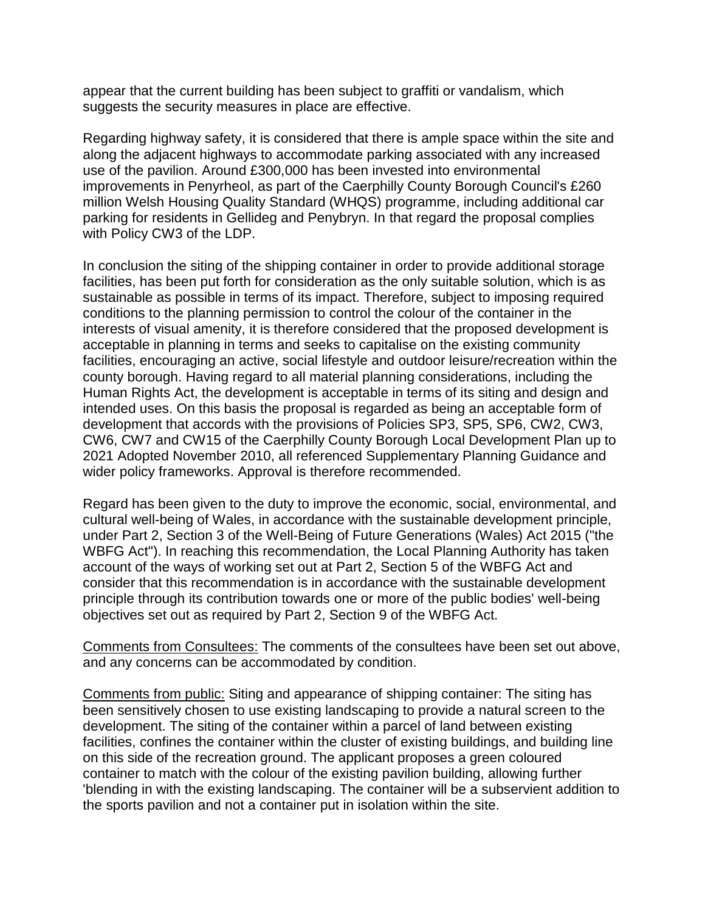appear that the current building has been subject to graffiti or vandalism, which suggests the security measures in place are effective.

Regarding highway safety, it is considered that there is ample space within the site and along the adjacent highways to accommodate parking associated with any increased use of the pavilion. Around £300,000 has been invested into environmental improvements in Penyrheol, as part of the Caerphilly County Borough Council's £260 million Welsh Housing Quality Standard (WHQS) programme, including additional car parking for residents in Gellideg and Penybryn. In that regard the proposal complies with Policy CW3 of the LDP.

In conclusion the siting of the shipping container in order to provide additional storage facilities, has been put forth for consideration as the only suitable solution, which is as sustainable as possible in terms of its impact. Therefore, subject to imposing required conditions to the planning permission to control the colour of the container in the interests of visual amenity, it is therefore considered that the proposed development is acceptable in planning in terms and seeks to capitalise on the existing community facilities, encouraging an active, social lifestyle and outdoor leisure/recreation within the county borough. Having regard to all material planning considerations, including the Human Rights Act, the development is acceptable in terms of its siting and design and intended uses. On this basis the proposal is regarded as being an acceptable form of development that accords with the provisions of Policies SP3, SP5, SP6, CW2, CW3, CW6, CW7 and CW15 of the Caerphilly County Borough Local Development Plan up to 2021 Adopted November 2010, all referenced Supplementary Planning Guidance and wider policy frameworks. Approval is therefore recommended.

Regard has been given to the duty to improve the economic, social, environmental, and cultural well-being of Wales, in accordance with the sustainable development principle, under Part 2, Section 3 of the Well-Being of Future Generations (Wales) Act 2015 ("the WBFG Act"). In reaching this recommendation, the Local Planning Authority has taken account of the ways of working set out at Part 2, Section 5 of the WBFG Act and consider that this recommendation is in accordance with the sustainable development principle through its contribution towards one or more of the public bodies' well-being objectives set out as required by Part 2, Section 9 of the WBFG Act.

<u>Comments from Consultees:</u> The comments of the consultees have been set out above, and any concerns can be accommodated by condition.

<u>Comments from public:</u> Siting and appearance of shipping container: The siting has been sensitively chosen to use existing landscaping to provide a natural screen to the development. The siting of the container within a parcel of land between existing facilities, confines the container within the cluster of existing buildings, and building line on this side of the recreation ground. The applicant proposes a green coloured container to match with the colour of the existing pavilion building, allowing further 'blending in with the existing landscaping. The container will be a subservient addition to the sports pavilion and not a container put in isolation within the site.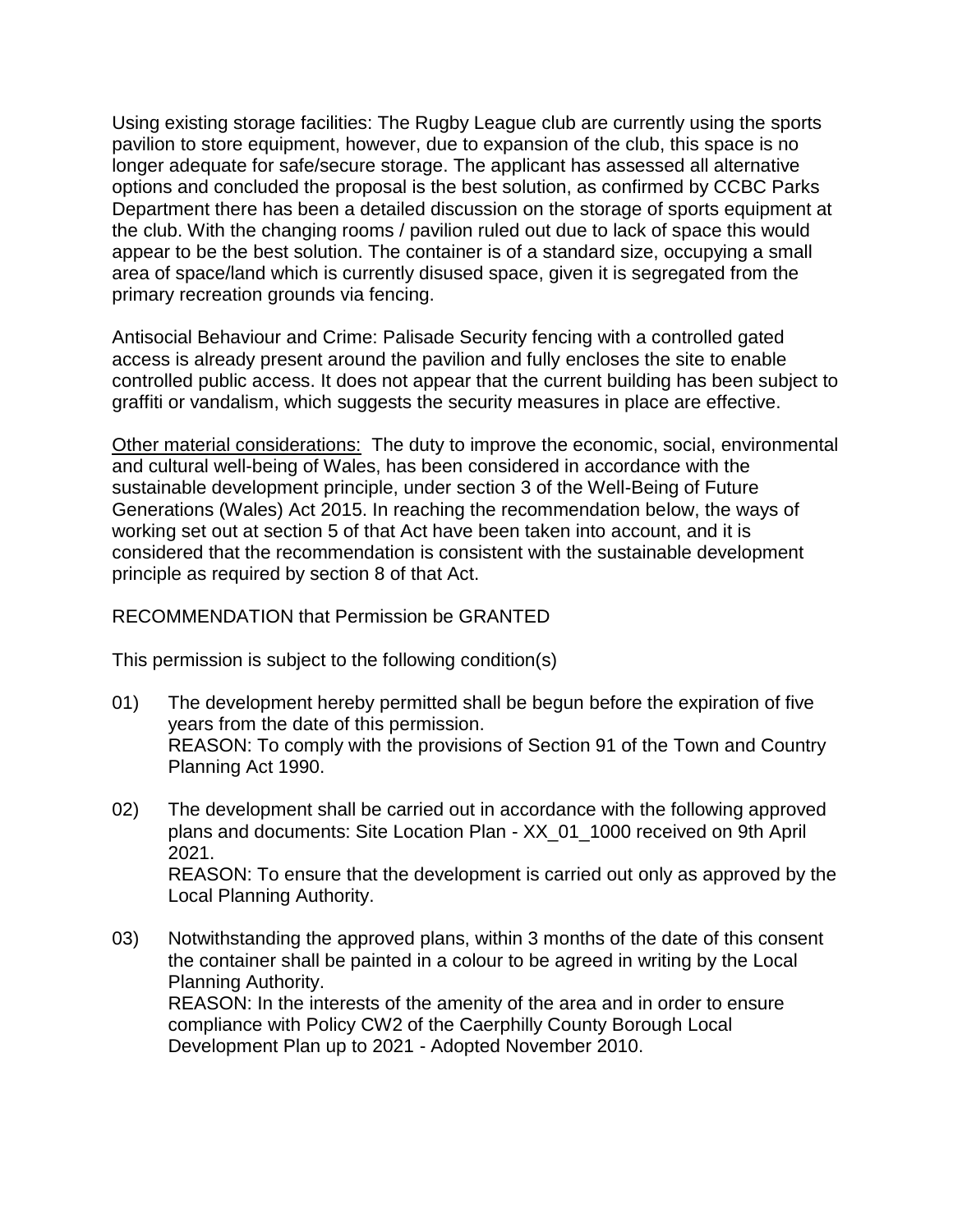Using existing storage facilities: The Rugby League club are currently using the sports pavilion to store equipment, however, due to expansion of the club, this space is no longer adequate for safe/secure storage. The applicant has assessed all alternative options and concluded the proposal is the best solution, as confirmed by CCBC Parks Department there has been a detailed discussion on the storage of sports equipment at the club. With the changing rooms / pavilion ruled out due to lack of space this would appear to be the best solution. The container is of a standard size, occupying a small area of space/land which is currently disused space, given it is segregated from the primary recreation grounds via fencing.

Antisocial Behaviour and Crime: Palisade Security fencing with a controlled gated access is already present around the pavilion and fully encloses the site to enable controlled public access. It does not appear that the current building has been subject to graffiti or vandalism, which suggests the security measures in place are effective.

<u>Other material considerations:</u> The duty to improve the economic, social, environmental and cultural well-being of Wales, has been considered in accordance with the sustainable development principle, under section 3 of the Well-Being of Future Generations (Wales) Act 2015. In reaching the recommendation below, the ways of working set out at section 5 of that Act have been taken into account, and it is considered that the recommendation is consistent with the sustainable development principle as required by section 8 of that Act.

RECOMMENDATION that Permission be GRANTED

This permission is subject to the following condition(s)

01) The development hereby permitted shall be begun before the expiration of five years from the date of this permission.
REASON: To comply with the provisions of Section 91 of the Town and Country Planning Act 1990.

02) The development shall be carried out in accordance with the following approved plans and documents: Site Location Plan - XX_01_1000 received on 9th April 2021.
REASON: To ensure that the development is carried out only as approved by the Local Planning Authority.

03) Notwithstanding the approved plans, within 3 months of the date of this consent the container shall be painted in a colour to be agreed in writing by the Local Planning Authority.
REASON: In the interests of the amenity of the area and in order to ensure compliance with Policy CW2 of the Caerphilly County Borough Local Development Plan up to 2021 - Adopted November 2010.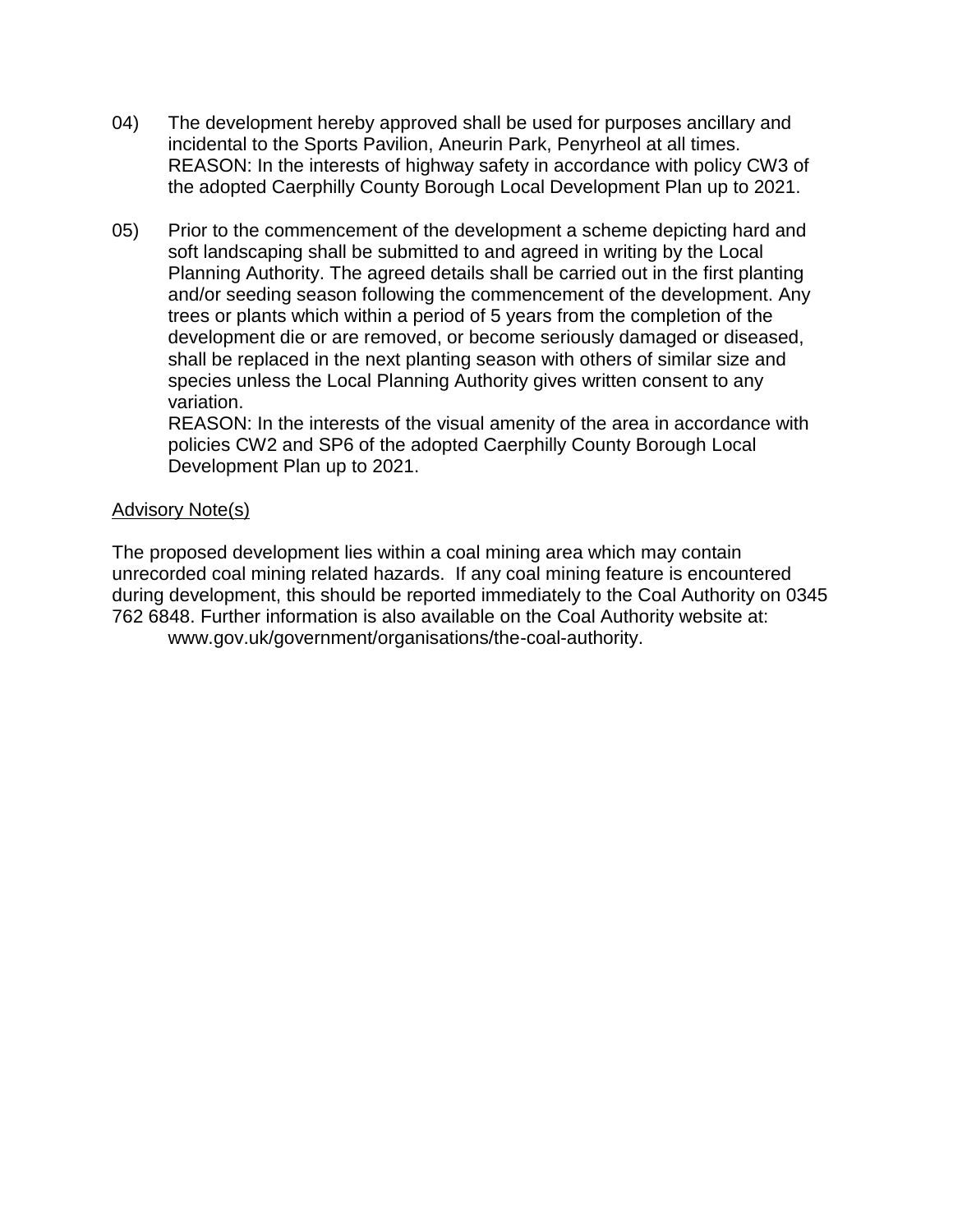04) The development hereby approved shall be used for purposes ancillary and incidental to the Sports Pavilion, Aneurin Park, Penyrheol at all times.
REASON: In the interests of highway safety in accordance with policy CW3 of the adopted Caerphilly County Borough Local Development Plan up to 2021.

05) Prior to the commencement of the development a scheme depicting hard and soft landscaping shall be submitted to and agreed in writing by the Local Planning Authority. The agreed details shall be carried out in the first planting and/or seeding season following the commencement of the development. Any trees or plants which within a period of 5 years from the completion of the development die or are removed, or become seriously damaged or diseased, shall be replaced in the next planting season with others of similar size and species unless the Local Planning Authority gives written consent to any variation.
REASON: In the interests of the visual amenity of the area in accordance with policies CW2 and SP6 of the adopted Caerphilly County Borough Local Development Plan up to 2021.

Advisory Note(s)

The proposed development lies within a coal mining area which may contain unrecorded coal mining related hazards. If any coal mining feature is encountered during development, this should be reported immediately to the Coal Authority on 0345 762 6848. Further information is also available on the Coal Authority website at: www.gov.uk/government/organisations/the-coal-authority.